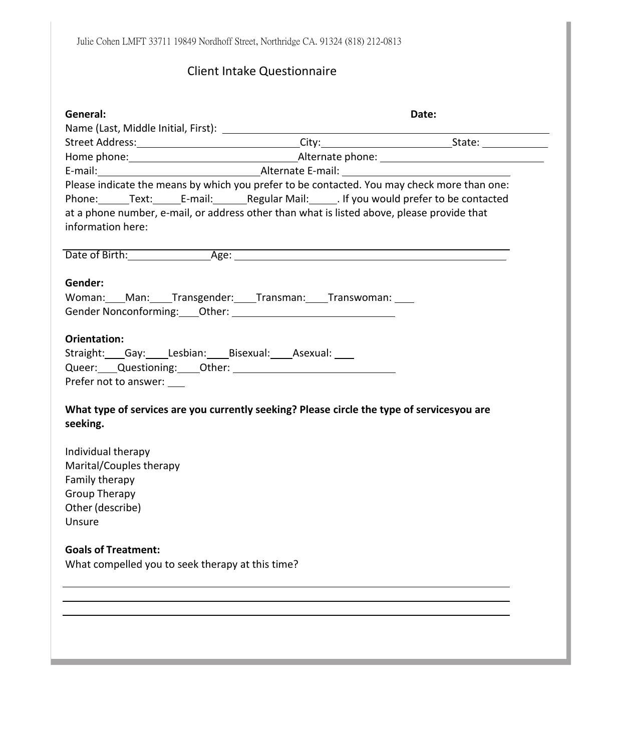Julie Cohen LMFT 33711 19849 Nordhoff Street, Northridge CA. 91324 (818) 212-0813

# Client Intake Questionnaire

**General:** **Date:**

Name (Last, Middle Initial, First): ____________________

Street Address: ____________________ City: ____________________ State: __________

Home phone: ____________________ Alternate phone: ____________________

E-mail: ____________________ Alternate E-mail: ____________________

Please indicate the means by which you prefer to be contacted. You may check more than one: Phone:_____ Text:_____ E-mail:_____ Regular Mail:_____. If you would prefer to be contacted at a phone number, e-mail, or address other than what is listed above, please provide that information here:

____________________

Date of Birth: ____________ Age: ____________________

**Gender:**

Woman:___ Man:___ Transgender:___ Transman:___ Transwoman: ___

Gender Nonconforming:___ Other: ____________________

**Orientation:**

Straight:___ Gay:___ Lesbian:___ Bisexual:___ Asexual: ___

Queer:___ Questioning:___ Other: ____________________

Prefer not to answer: ___

**What type of services are you currently seeking? Please circle the type of servicesyou are seeking.**

Individual therapy
Marital/Couples therapy
Family therapy
Group Therapy
Other (describe)
Unsure

**Goals of Treatment:**

What compelled you to seek therapy at this time?

____________________

____________________

____________________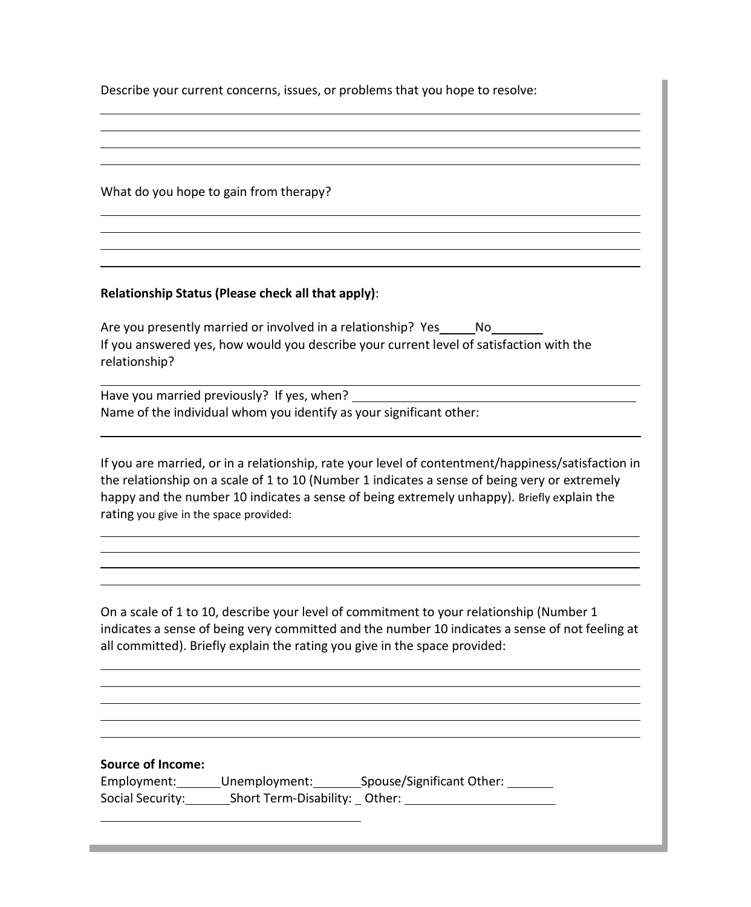Describe your current concerns, issues, or problems that you hope to resolve:

\_\_\_\_\_\_\_\_\_\_\_\_\_\_\_\_\_\_\_\_\_\_\_\_\_\_\_\_\_\_\_\_\_\_\_\_\_\_\_\_\_\_\_\_\_\_\_\_\_\_\_\_\_\_\_\_\_\_\_\_

\_\_\_\_\_\_\_\_\_\_\_\_\_\_\_\_\_\_\_\_\_\_\_\_\_\_\_\_\_\_\_\_\_\_\_\_\_\_\_\_\_\_\_\_\_\_\_\_\_\_\_\_\_\_\_\_\_\_\_\_

\_\_\_\_\_\_\_\_\_\_\_\_\_\_\_\_\_\_\_\_\_\_\_\_\_\_\_\_\_\_\_\_\_\_\_\_\_\_\_\_\_\_\_\_\_\_\_\_\_\_\_\_\_\_\_\_\_\_\_\_

\_\_\_\_\_\_\_\_\_\_\_\_\_\_\_\_\_\_\_\_\_\_\_\_\_\_\_\_\_\_\_\_\_\_\_\_\_\_\_\_\_\_\_\_\_\_\_\_\_\_\_\_\_\_\_\_\_\_\_\_

What do you hope to gain from therapy?

\_\_\_\_\_\_\_\_\_\_\_\_\_\_\_\_\_\_\_\_\_\_\_\_\_\_\_\_\_\_\_\_\_\_\_\_\_\_\_\_\_\_\_\_\_\_\_\_\_\_\_\_\_\_\_\_\_\_\_\_

\_\_\_\_\_\_\_\_\_\_\_\_\_\_\_\_\_\_\_\_\_\_\_\_\_\_\_\_\_\_\_\_\_\_\_\_\_\_\_\_\_\_\_\_\_\_\_\_\_\_\_\_\_\_\_\_\_\_\_\_

\_\_\_\_\_\_\_\_\_\_\_\_\_\_\_\_\_\_\_\_\_\_\_\_\_\_\_\_\_\_\_\_\_\_\_\_\_\_\_\_\_\_\_\_\_\_\_\_\_\_\_\_\_\_\_\_\_\_\_\_

\_\_\_\_\_\_\_\_\_\_\_\_\_\_\_\_\_\_\_\_\_\_\_\_\_\_\_\_\_\_\_\_\_\_\_\_\_\_\_\_\_\_\_\_\_\_\_\_\_\_\_\_\_\_\_\_\_\_\_\_

**Relationship Status (Please check all that apply)**:

Are you presently married or involved in a relationship? Yes\_\_\_\_\_ No\_\_\_\_\_\_\_\_
If you answered yes, how would you describe your current level of satisfaction with the relationship?

\_\_\_\_\_\_\_\_\_\_\_\_\_\_\_\_\_\_\_\_\_\_\_\_\_\_\_\_\_\_\_\_\_\_\_\_\_\_\_\_\_\_\_\_\_\_\_\_\_\_\_\_\_\_\_\_\_\_\_\_

Have you married previously? If yes, when? \_\_\_\_\_\_\_\_\_\_\_\_\_\_\_\_\_\_\_\_\_\_\_\_\_\_\_\_\_\_\_\_\_\_\_\_
Name of the individual whom you identify as your significant other:

\_\_\_\_\_\_\_\_\_\_\_\_\_\_\_\_\_\_\_\_\_\_\_\_\_\_\_\_\_\_\_\_\_\_\_\_\_\_\_\_\_\_\_\_\_\_\_\_\_\_\_\_\_\_\_\_\_\_\_\_

If you are married, or in a relationship, rate your level of contentment/happiness/satisfaction in the relationship on a scale of 1 to 10 (Number 1 indicates a sense of being very or extremely happy and the number 10 indicates a sense of being extremely unhappy). Briefly explain the rating you give in the space provided:

\_\_\_\_\_\_\_\_\_\_\_\_\_\_\_\_\_\_\_\_\_\_\_\_\_\_\_\_\_\_\_\_\_\_\_\_\_\_\_\_\_\_\_\_\_\_\_\_\_\_\_\_\_\_\_\_\_\_\_\_

\_\_\_\_\_\_\_\_\_\_\_\_\_\_\_\_\_\_\_\_\_\_\_\_\_\_\_\_\_\_\_\_\_\_\_\_\_\_\_\_\_\_\_\_\_\_\_\_\_\_\_\_\_\_\_\_\_\_\_\_

\_\_\_\_\_\_\_\_\_\_\_\_\_\_\_\_\_\_\_\_\_\_\_\_\_\_\_\_\_\_\_\_\_\_\_\_\_\_\_\_\_\_\_\_\_\_\_\_\_\_\_\_\_\_\_\_\_\_\_\_

\_\_\_\_\_\_\_\_\_\_\_\_\_\_\_\_\_\_\_\_\_\_\_\_\_\_\_\_\_\_\_\_\_\_\_\_\_\_\_\_\_\_\_\_\_\_\_\_\_\_\_\_\_\_\_\_\_\_\_\_

On a scale of 1 to 10, describe your level of commitment to your relationship (Number 1 indicates a sense of being very committed and the number 10 indicates a sense of not feeling at all committed). Briefly explain the rating you give in the space provided:

\_\_\_\_\_\_\_\_\_\_\_\_\_\_\_\_\_\_\_\_\_\_\_\_\_\_\_\_\_\_\_\_\_\_\_\_\_\_\_\_\_\_\_\_\_\_\_\_\_\_\_\_\_\_\_\_\_\_\_\_

\_\_\_\_\_\_\_\_\_\_\_\_\_\_\_\_\_\_\_\_\_\_\_\_\_\_\_\_\_\_\_\_\_\_\_\_\_\_\_\_\_\_\_\_\_\_\_\_\_\_\_\_\_\_\_\_\_\_\_\_

\_\_\_\_\_\_\_\_\_\_\_\_\_\_\_\_\_\_\_\_\_\_\_\_\_\_\_\_\_\_\_\_\_\_\_\_\_\_\_\_\_\_\_\_\_\_\_\_\_\_\_\_\_\_\_\_\_\_\_\_

\_\_\_\_\_\_\_\_\_\_\_\_\_\_\_\_\_\_\_\_\_\_\_\_\_\_\_\_\_\_\_\_\_\_\_\_\_\_\_\_\_\_\_\_\_\_\_\_\_\_\_\_\_\_\_\_\_\_\_\_

\_\_\_\_\_\_\_\_\_\_\_\_\_\_\_\_\_\_\_\_\_\_\_\_\_\_\_\_\_\_\_\_\_\_\_\_\_\_\_\_\_\_\_\_\_\_\_\_\_\_\_\_\_\_\_\_\_\_\_\_

**Source of Income:**
Employment:\_\_\_\_\_\_\_ Unemployment:\_\_\_\_\_\_\_ Spouse/Significant Other: \_\_\_\_\_\_\_
Social Security:\_\_\_\_\_\_\_ Short Term-Disability: \_ Other: \_\_\_\_\_\_\_\_\_\_\_\_\_\_\_\_\_\_\_\_\_

\_\_\_\_\_\_\_\_\_\_\_\_\_\_\_\_\_\_\_\_\_\_\_\_\_\_\_\_\_\_\_\_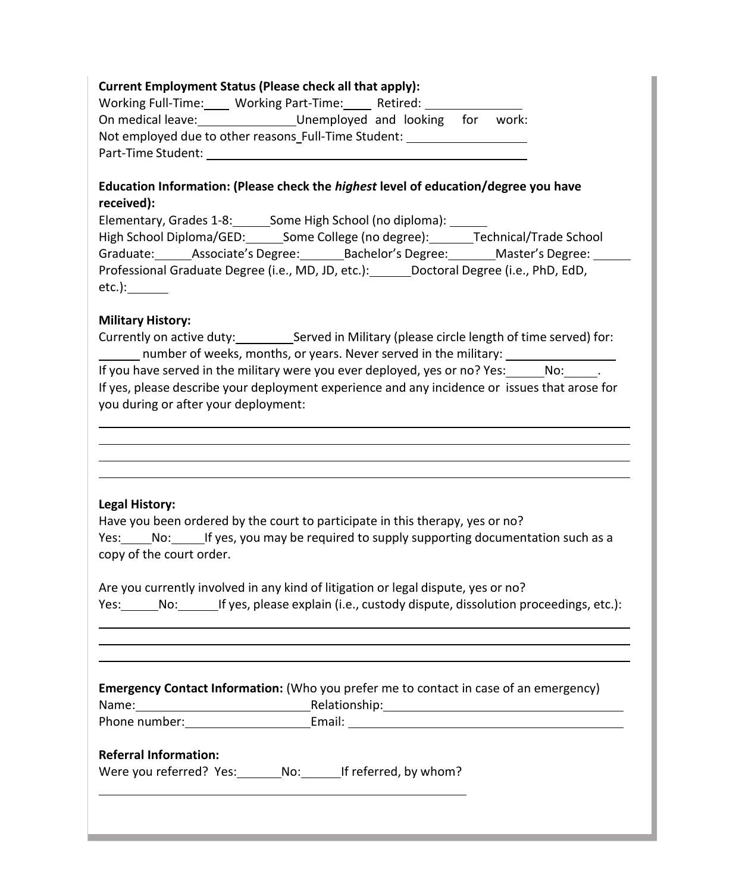**Current Employment Status (Please check all that apply):**
Working Full-Time:____ Working Part-Time:____ Retired: ______________
On medical leave:______________Unemployed and looking for work:
Not employed due to other reasons_Full-Time Student: ________________
Part-Time Student: ______________________________________________

**Education Information: (Please check the *highest* level of education/degree you have received):**
Elementary, Grades 1-8:_____Some High School (no diploma): _____
High School Diploma/GED:_____Some College (no degree):______Technical/Trade School Graduate:_____Associate's Degree:______Bachelor's Degree:______Master's Degree: _____
Professional Graduate Degree (i.e., MD, JD, etc.):_____Doctoral Degree (i.e., PhD, EdD, etc.):_____

**Military History:**
Currently on active duty:________Served in Military (please circle length of time served) for: ______ number of weeks, months, or years. Never served in the military: ______________
If you have served in the military were you ever deployed, yes or no? Yes:_____No:_____.
If yes, please describe your deployment experience and any incidence or issues that arose for you during or after your deployment:

______________________________________________________________________
______________________________________________________________________
______________________________________________________________________
______________________________________________________________________

**Legal History:**
Have you been ordered by the court to participate in this therapy, yes or no?
Yes:_____No:_____If yes, you may be required to supply supporting documentation such as a copy of the court order.

Are you currently involved in any kind of litigation or legal dispute, yes or no?
Yes:_____No:_____If yes, please explain (i.e., custody dispute, dissolution proceedings, etc.):

______________________________________________________________________
______________________________________________________________________
______________________________________________________________________

**Emergency Contact Information:** (Who you prefer me to contact in case of an emergency)
Name:________________________Relationship:________________________________
Phone number:_________________Email: ____________________________________

**Referral Information:**
Were you referred? Yes:______No:_____If referred, by whom?

_______________________________________________________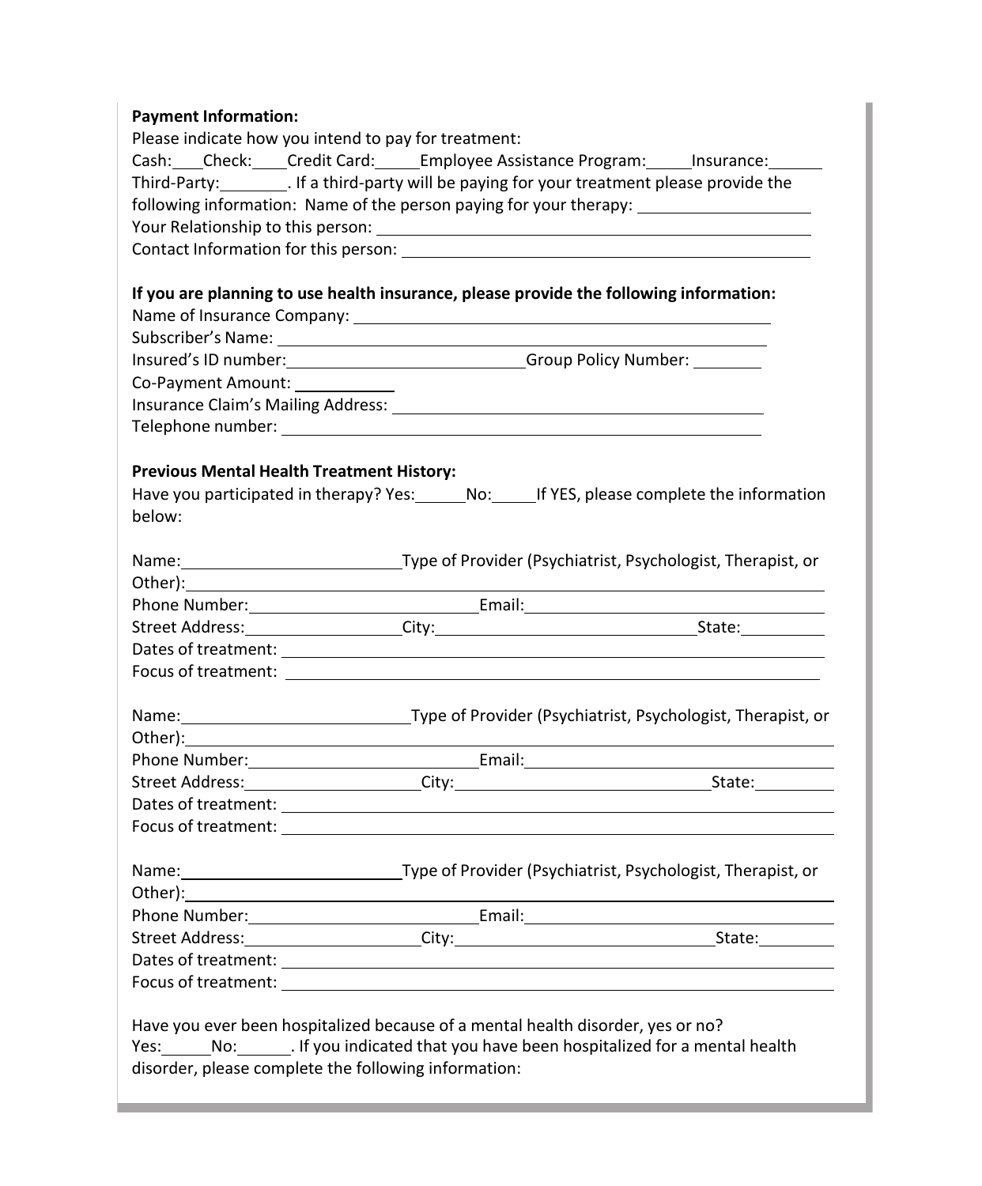**Payment Information:**

Please indicate how you intend to pay for treatment:

Cash:___Check:____Credit Card:_____Employee Assistance Program:_____Insurance:______

Third-Party:________. If a third-party will be paying for your treatment please provide the following information: Name of the person paying for your therapy: ___________________

Your Relationship to this person: ___________________________________________

Contact Information for this person: _________________________________________

**If you are planning to use health insurance, please provide the following information:**

Name of Insurance Company: _______________________________________________

Subscriber's Name: ______________________________________________________

Insured's ID number:___________________________Group Policy Number: ________

Co-Payment Amount: ___________

Insurance Claim's Mailing Address: _________________________________________

Telephone number: ______________________________________________________

**Previous Mental Health Treatment History:**

Have you participated in therapy? Yes:______No:_____If YES, please complete the information below:

Name:_________________________Type of Provider (Psychiatrist, Psychologist, Therapist, or Other):___________________________________________________________________

Phone Number:_________________________Email:_______________________________

Street Address:_________________City:____________________________State:_________

Dates of treatment: _______________________________________________________

Focus of treatment: _______________________________________________________

Name:_________________________Type of Provider (Psychiatrist, Psychologist, Therapist, or Other):___________________________________________________________________

Phone Number:_________________________Email:_______________________________

Street Address:_________________City:____________________________State:_________

Dates of treatment: _______________________________________________________

Focus of treatment: _______________________________________________________

Name:_________________________Type of Provider (Psychiatrist, Psychologist, Therapist, or Other):___________________________________________________________________

Phone Number:_________________________Email:_______________________________

Street Address:_________________City:____________________________State:_________

Dates of treatment: _______________________________________________________

Focus of treatment: _______________________________________________________

Have you ever been hospitalized because of a mental health disorder, yes or no?

Yes:______No:______. If you indicated that you have been hospitalized for a mental health disorder, please complete the following information: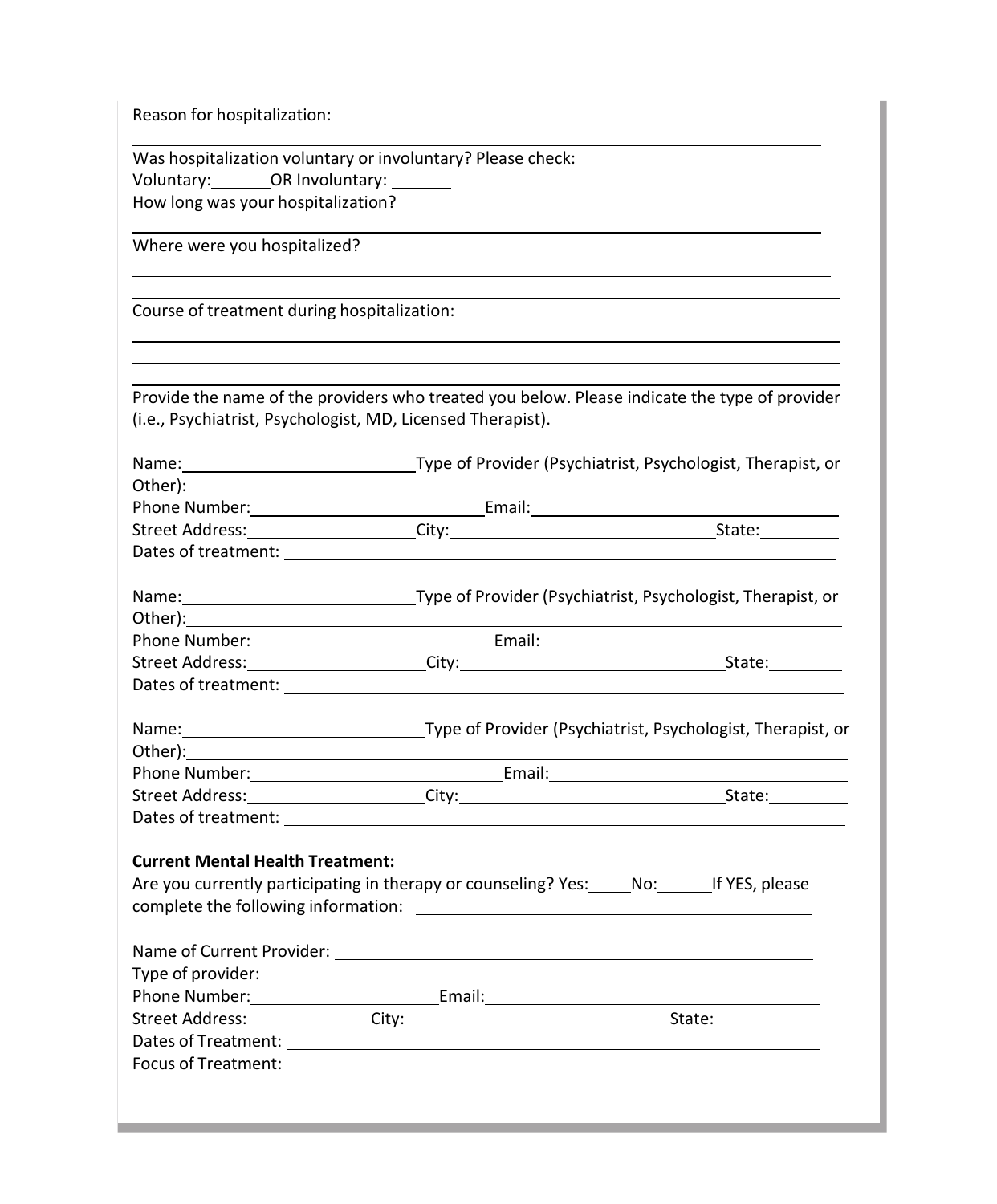Reason for hospitalization:

\_\_\_\_\_\_\_\_\_\_\_\_\_\_\_\_\_\_\_\_\_\_\_\_\_\_\_\_\_\_\_\_\_\_\_\_\_\_\_\_\_\_\_\_\_\_\_\_\_\_\_\_\_\_\_\_\_\_\_\_

Was hospitalization voluntary or involuntary? Please check:
Voluntary:\_\_\_\_\_\_\_ OR Involuntary: \_\_\_\_\_\_\_
How long was your hospitalization?

\_\_\_\_\_\_\_\_\_\_\_\_\_\_\_\_\_\_\_\_\_\_\_\_\_\_\_\_\_\_\_\_\_\_\_\_\_\_\_\_\_\_\_\_\_\_\_\_\_\_\_\_\_\_\_\_\_\_\_\_

Where were you hospitalized?

\_\_\_\_\_\_\_\_\_\_\_\_\_\_\_\_\_\_\_\_\_\_\_\_\_\_\_\_\_\_\_\_\_\_\_\_\_\_\_\_\_\_\_\_\_\_\_\_\_\_\_\_\_\_\_\_\_\_\_\_

\_\_\_\_\_\_\_\_\_\_\_\_\_\_\_\_\_\_\_\_\_\_\_\_\_\_\_\_\_\_\_\_\_\_\_\_\_\_\_\_\_\_\_\_\_\_\_\_\_\_\_\_\_\_\_\_\_\_\_\_

Course of treatment during hospitalization:

\_\_\_\_\_\_\_\_\_\_\_\_\_\_\_\_\_\_\_\_\_\_\_\_\_\_\_\_\_\_\_\_\_\_\_\_\_\_\_\_\_\_\_\_\_\_\_\_\_\_\_\_\_\_\_\_\_\_\_\_

\_\_\_\_\_\_\_\_\_\_\_\_\_\_\_\_\_\_\_\_\_\_\_\_\_\_\_\_\_\_\_\_\_\_\_\_\_\_\_\_\_\_\_\_\_\_\_\_\_\_\_\_\_\_\_\_\_\_\_\_

\_\_\_\_\_\_\_\_\_\_\_\_\_\_\_\_\_\_\_\_\_\_\_\_\_\_\_\_\_\_\_\_\_\_\_\_\_\_\_\_\_\_\_\_\_\_\_\_\_\_\_\_\_\_\_\_\_\_\_\_

Provide the name of the providers who treated you below. Please indicate the type of provider (i.e., Psychiatrist, Psychologist, MD, Licensed Therapist).

Name:\_\_\_\_\_\_\_\_\_\_\_\_\_\_\_\_\_\_\_\_\_\_\_\_\_\_ Type of Provider (Psychiatrist, Psychologist, Therapist, or Other):\_\_\_\_\_\_\_\_\_\_\_\_\_\_\_\_\_\_\_\_\_\_\_\_\_\_\_\_\_\_\_\_\_\_\_\_\_\_\_\_\_\_\_\_\_\_\_\_\_\_\_\_\_\_\_\_
Phone Number:\_\_\_\_\_\_\_\_\_\_\_\_\_\_\_\_\_\_\_\_\_\_\_\_\_\_\_\_ Email:\_\_\_\_\_\_\_\_\_\_\_\_\_\_\_\_\_\_\_\_\_\_\_\_\_\_\_\_\_\_\_\_\_\_\_\_\_\_\_\_
Street Address:\_\_\_\_\_\_\_\_\_\_\_\_\_\_\_\_\_\_\_\_ City:\_\_\_\_\_\_\_\_\_\_\_\_\_\_\_\_\_\_\_\_\_\_\_\_\_\_\_\_\_\_\_\_\_\_ State:\_\_\_\_\_\_\_\_\_\_
Dates of treatment: \_\_\_\_\_\_\_\_\_\_\_\_\_\_\_\_\_\_\_\_\_\_\_\_\_\_\_\_\_\_\_\_\_\_\_\_\_\_\_\_\_\_\_\_\_\_\_\_\_\_\_\_\_\_\_\_\_\_\_\_\_\_\_\_\_\_\_\_\_\_\_\_\_\_

Name:\_\_\_\_\_\_\_\_\_\_\_\_\_\_\_\_\_\_\_\_\_\_\_\_\_\_ Type of Provider (Psychiatrist, Psychologist, Therapist, or Other):\_\_\_\_\_\_\_\_\_\_\_\_\_\_\_\_\_\_\_\_\_\_\_\_\_\_\_\_\_\_\_\_\_\_\_\_\_\_\_\_\_\_\_\_\_\_\_\_\_\_\_\_\_\_\_\_
Phone Number:\_\_\_\_\_\_\_\_\_\_\_\_\_\_\_\_\_\_\_\_\_\_\_\_\_\_\_\_ Email:\_\_\_\_\_\_\_\_\_\_\_\_\_\_\_\_\_\_\_\_\_\_\_\_\_\_\_\_\_\_\_\_\_\_\_\_\_\_\_\_
Street Address:\_\_\_\_\_\_\_\_\_\_\_\_\_\_\_\_\_\_\_\_ City:\_\_\_\_\_\_\_\_\_\_\_\_\_\_\_\_\_\_\_\_\_\_\_\_\_\_\_\_\_\_\_\_\_\_ State:\_\_\_\_\_\_\_\_\_\_
Dates of treatment: \_\_\_\_\_\_\_\_\_\_\_\_\_\_\_\_\_\_\_\_\_\_\_\_\_\_\_\_\_\_\_\_\_\_\_\_\_\_\_\_\_\_\_\_\_\_\_\_\_\_\_\_\_\_\_\_\_\_\_\_\_\_\_\_\_\_\_\_\_\_\_\_\_\_

Name:\_\_\_\_\_\_\_\_\_\_\_\_\_\_\_\_\_\_\_\_\_\_\_\_\_\_ Type of Provider (Psychiatrist, Psychologist, Therapist, or Other):\_\_\_\_\_\_\_\_\_\_\_\_\_\_\_\_\_\_\_\_\_\_\_\_\_\_\_\_\_\_\_\_\_\_\_\_\_\_\_\_\_\_\_\_\_\_\_\_\_\_\_\_\_\_\_\_
Phone Number:\_\_\_\_\_\_\_\_\_\_\_\_\_\_\_\_\_\_\_\_\_\_\_\_\_\_\_\_ Email:\_\_\_\_\_\_\_\_\_\_\_\_\_\_\_\_\_\_\_\_\_\_\_\_\_\_\_\_\_\_\_\_\_\_\_\_\_\_\_\_
Street Address:\_\_\_\_\_\_\_\_\_\_\_\_\_\_\_\_\_\_\_\_ City:\_\_\_\_\_\_\_\_\_\_\_\_\_\_\_\_\_\_\_\_\_\_\_\_\_\_\_\_\_\_\_\_\_\_ State:\_\_\_\_\_\_\_\_\_\_
Dates of treatment: \_\_\_\_\_\_\_\_\_\_\_\_\_\_\_\_\_\_\_\_\_\_\_\_\_\_\_\_\_\_\_\_\_\_\_\_\_\_\_\_\_\_\_\_\_\_\_\_\_\_\_\_\_\_\_\_\_\_\_\_\_\_\_\_\_\_\_\_\_\_\_\_\_\_

**Current Mental Health Treatment:**

Are you currently participating in therapy or counseling? Yes:\_\_\_\_\_ No:\_\_\_\_\_\_ If YES, please complete the following information: \_\_\_\_\_\_\_\_\_\_\_\_\_\_\_\_\_\_\_\_\_\_\_\_\_\_\_\_\_\_\_\_\_\_\_\_\_\_\_\_\_\_\_\_\_\_\_\_\_\_

Name of Current Provider: \_\_\_\_\_\_\_\_\_\_\_\_\_\_\_\_\_\_\_\_\_\_\_\_\_\_\_\_\_\_\_\_\_\_\_\_\_\_\_\_\_\_\_\_\_\_\_\_\_\_\_\_\_\_\_\_\_\_\_\_\_\_
Type of provider: \_\_\_\_\_\_\_\_\_\_\_\_\_\_\_\_\_\_\_\_\_\_\_\_\_\_\_\_\_\_\_\_\_\_\_\_\_\_\_\_\_\_\_\_\_\_\_\_\_\_\_\_\_\_\_\_\_\_\_\_\_\_\_\_\_\_\_\_\_\_\_\_\_
Phone Number:\_\_\_\_\_\_\_\_\_\_\_\_\_\_\_\_\_\_\_\_\_\_\_\_ Email:\_\_\_\_\_\_\_\_\_\_\_\_\_\_\_\_\_\_\_\_\_\_\_\_\_\_\_\_\_\_\_\_\_\_\_\_\_\_\_\_\_\_\_\_\_\_\_\_
Street Address:\_\_\_\_\_\_\_\_\_\_\_\_\_\_\_ City:\_\_\_\_\_\_\_\_\_\_\_\_\_\_\_\_\_\_\_\_\_\_\_\_\_\_\_\_\_\_\_\_\_\_\_ State:\_\_\_\_\_\_\_\_\_\_\_\_\_\_
Dates of Treatment: \_\_\_\_\_\_\_\_\_\_\_\_\_\_\_\_\_\_\_\_\_\_\_\_\_\_\_\_\_\_\_\_\_\_\_\_\_\_\_\_\_\_\_\_\_\_\_\_\_\_\_\_\_\_\_\_\_\_\_\_\_\_\_\_\_\_\_\_\_\_
Focus of Treatment: \_\_\_\_\_\_\_\_\_\_\_\_\_\_\_\_\_\_\_\_\_\_\_\_\_\_\_\_\_\_\_\_\_\_\_\_\_\_\_\_\_\_\_\_\_\_\_\_\_\_\_\_\_\_\_\_\_\_\_\_\_\_\_\_\_\_\_\_\_\_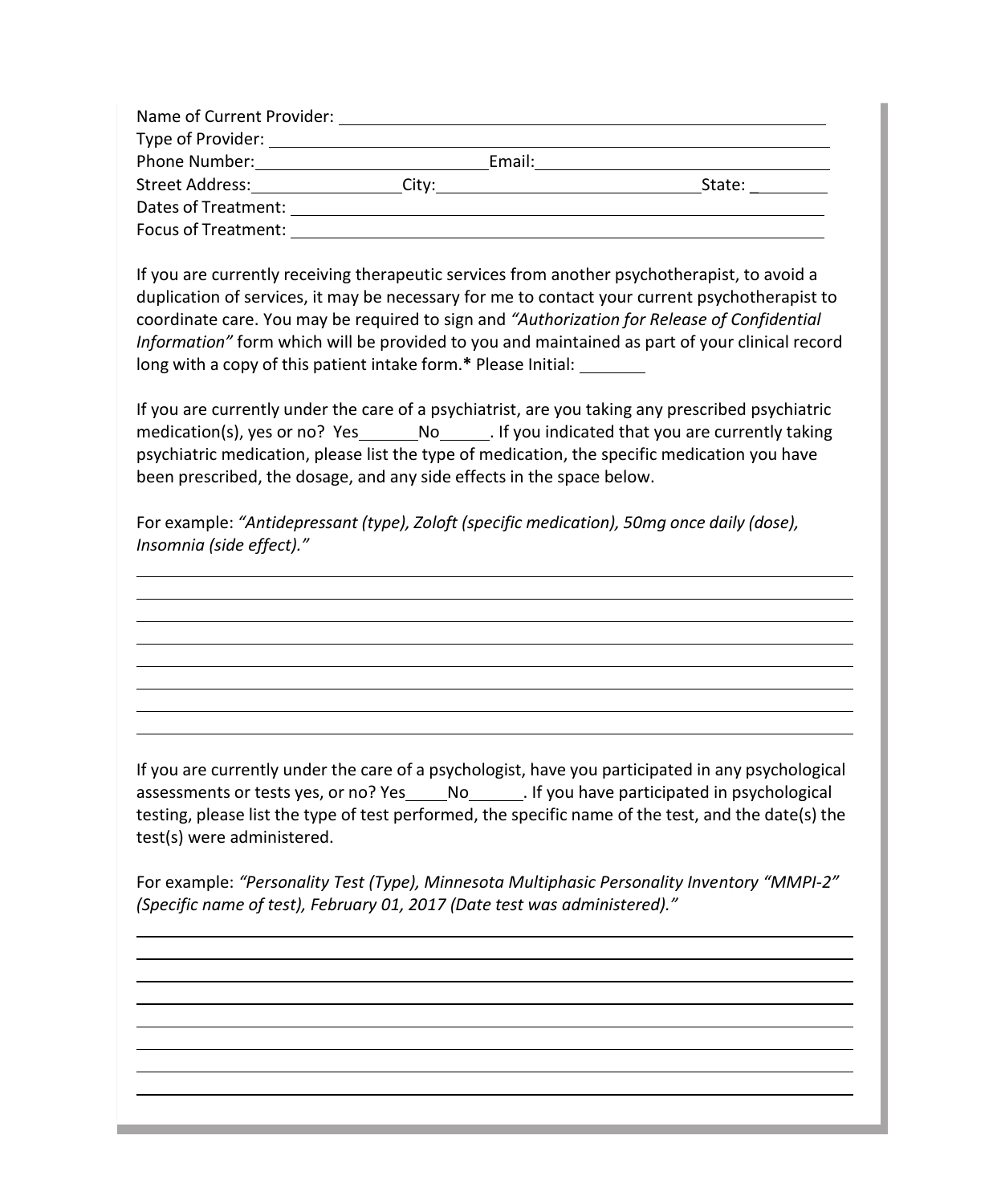Name of Current Provider: ______________________________________________
Type of Provider: ___________________________________________________
Phone Number:________________________Email:_____________________________
Street Address:________________City:____________________________State: _________
Dates of Treatment: ___________________________________________________
Focus of Treatment: ___________________________________________________

If you are currently receiving therapeutic services from another psychotherapist, to avoid a duplication of services, it may be necessary for me to contact your current psychotherapist to coordinate care. You may be required to sign and *"Authorization for Release of Confidential Information"* form which will be provided to you and maintained as part of your clinical record long with a copy of this patient intake form.**\*** Please Initial: _______

If you are currently under the care of a psychiatrist, are you taking any prescribed psychiatric medication(s), yes or no? Yes_______No______. If you indicated that you are currently taking psychiatric medication, please list the type of medication, the specific medication you have been prescribed, the dosage, and any side effects in the space below.

For example: *"Antidepressant (type), Zoloft (specific medication), 50mg once daily (dose), Insomnia (side effect)."*

______________________________________________________________________________
______________________________________________________________________________
______________________________________________________________________________
______________________________________________________________________________
______________________________________________________________________________
______________________________________________________________________________
______________________________________________________________________________
______________________________________________________________________________

If you are currently under the care of a psychologist, have you participated in any psychological assessments or tests yes, or no? Yes_____No______. If you have participated in psychological testing, please list the type of test performed, the specific name of the test, and the date(s) the test(s) were administered.

For example: *"Personality Test (Type), Minnesota Multiphasic Personality Inventory "MMPI-2" (Specific name of test), February 01, 2017 (Date test was administered)."*

______________________________________________________________________________
______________________________________________________________________________
______________________________________________________________________________
______________________________________________________________________________
______________________________________________________________________________
______________________________________________________________________________
______________________________________________________________________________
______________________________________________________________________________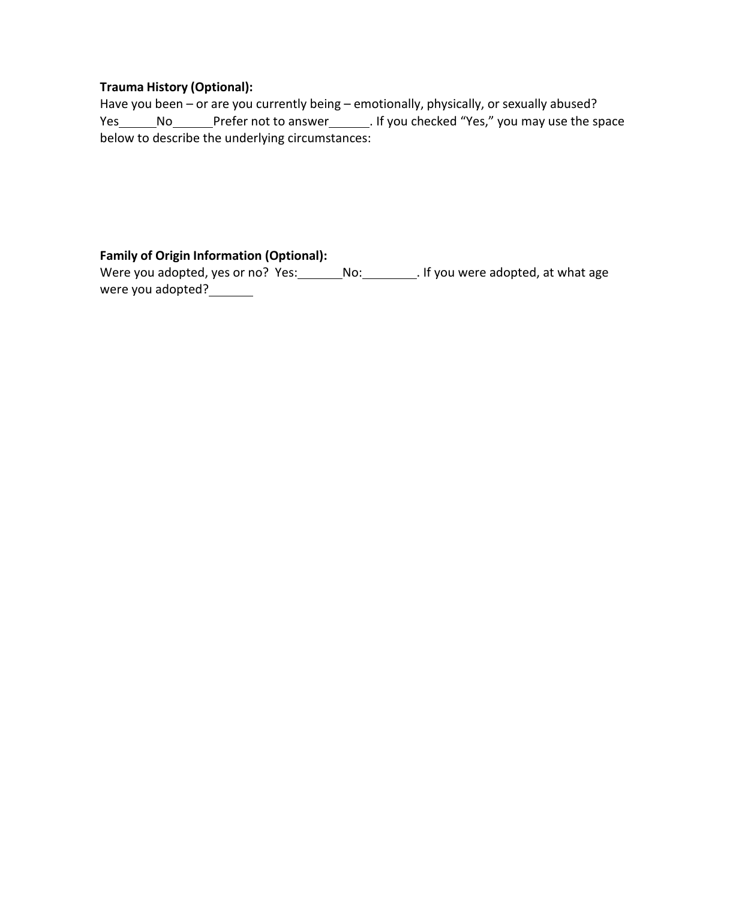**Trauma History (Optional):**
Have you been – or are you currently being – emotionally, physically, or sexually abused? Yes______No______Prefer not to answer______. If you checked "Yes," you may use the space below to describe the underlying circumstances:

**Family of Origin Information (Optional):**
Were you adopted, yes or no? Yes:_______No:________. If you were adopted, at what age were you adopted?_______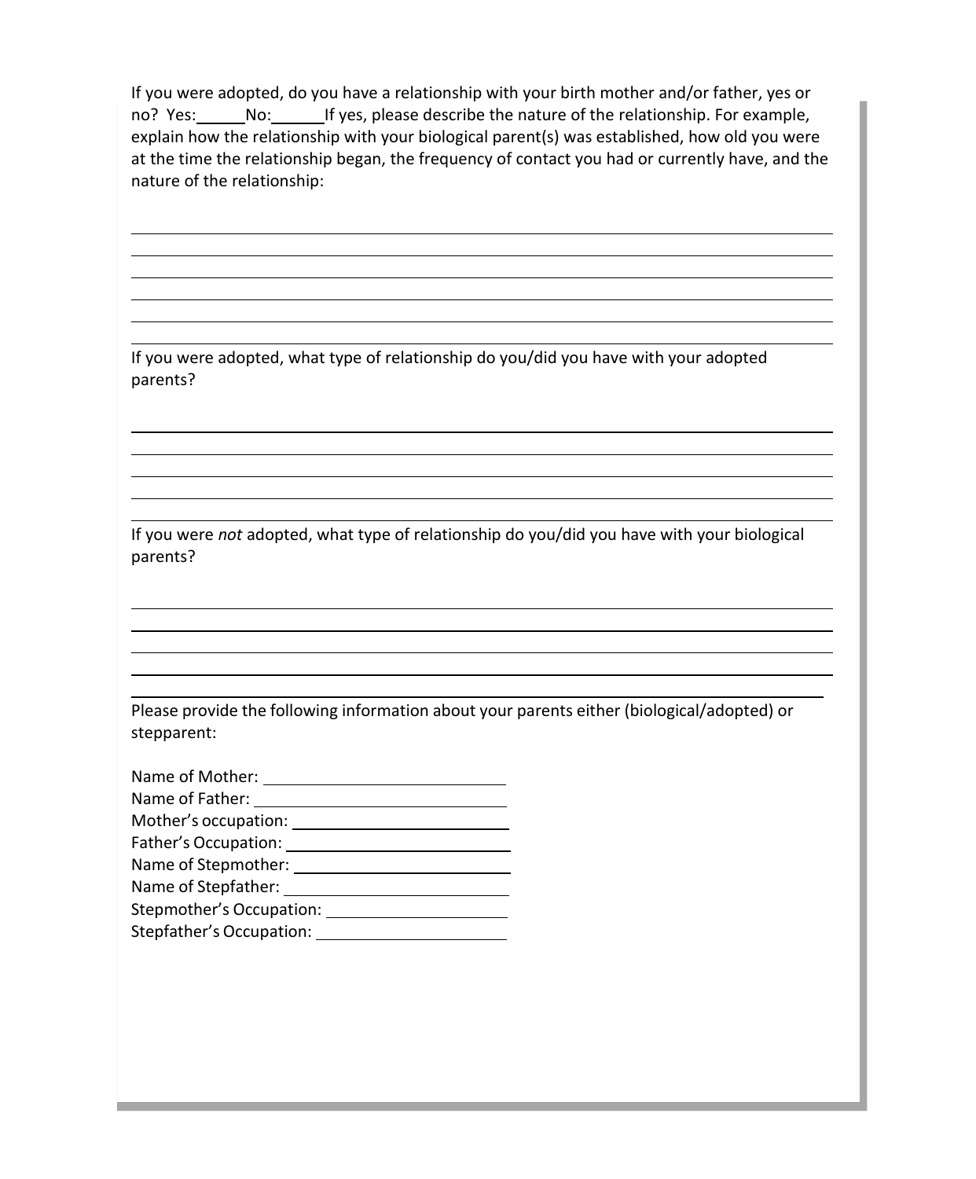If you were adopted, do you have a relationship with your birth mother and/or father, yes or no? Yes:______ No:______ If yes, please describe the nature of the relationship. For example, explain how the relationship with your biological parent(s) was established, how old you were at the time the relationship began, the frequency of contact you had or currently have, and the nature of the relationship:

______________________________________________________________________________
______________________________________________________________________________
______________________________________________________________________________
______________________________________________________________________________
______________________________________________________________________________
______________________________________________________________________________

If you were adopted, what type of relationship do you/did you have with your adopted parents?

______________________________________________________________________________
______________________________________________________________________________
______________________________________________________________________________
______________________________________________________________________________
______________________________________________________________________________

If you were *not* adopted, what type of relationship do you/did you have with your biological parents?

______________________________________________________________________________
______________________________________________________________________________
______________________________________________________________________________
______________________________________________________________________________
______________________________________________________________________________

Please provide the following information about your parents either (biological/adopted) or stepparent:

Name of Mother: ____________________________

Name of Father: ____________________________

Mother's occupation: ________________________

Father's Occupation: ________________________

Name of Stepmother: ________________________

Name of Stepfather: _________________________

Stepmother's Occupation: ____________________

Stepfather's Occupation: _____________________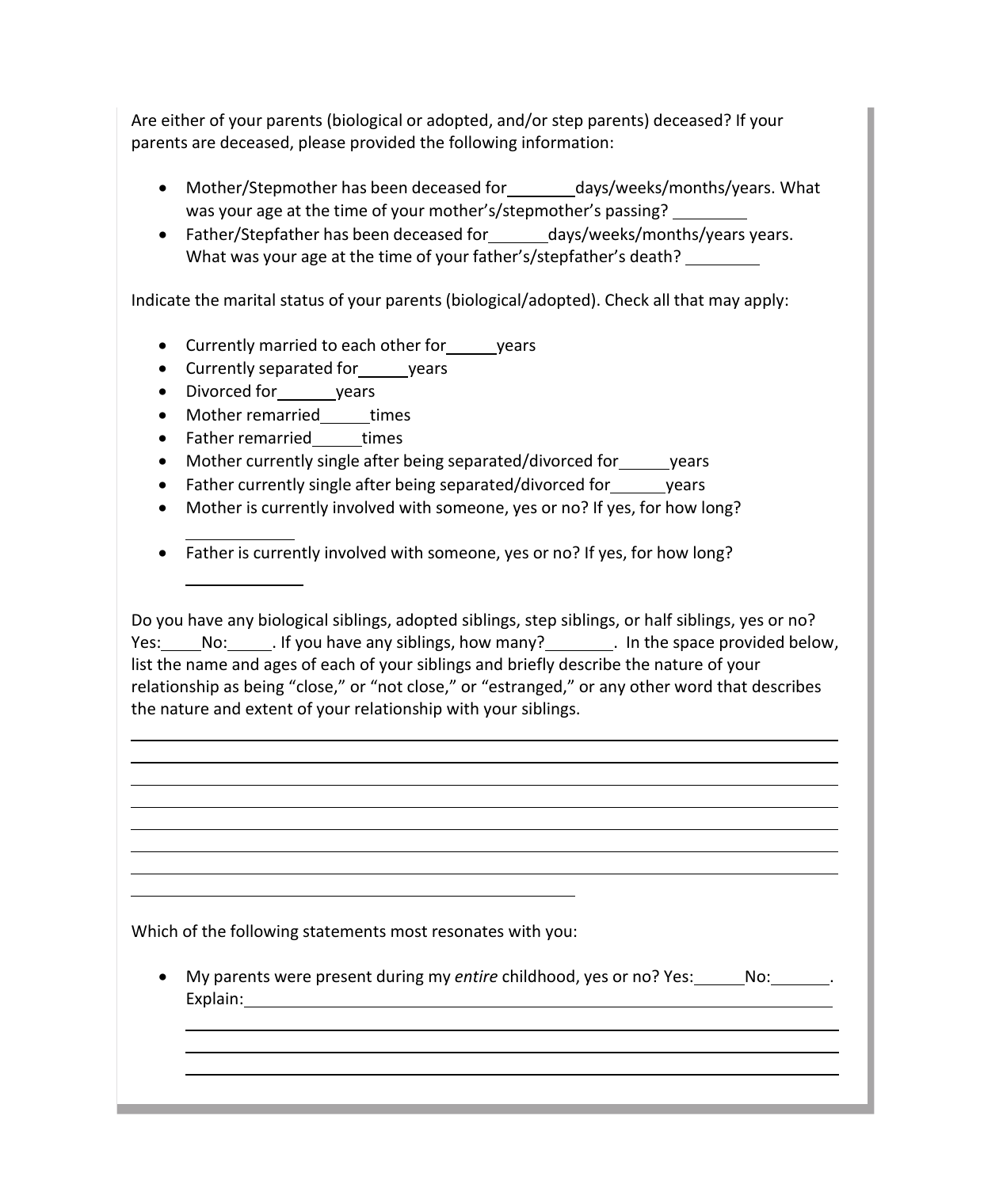Are either of your parents (biological or adopted, and/or step parents) deceased? If your parents are deceased, please provided the following information:

- Mother/Stepmother has been deceased for________days/weeks/months/years. What was your age at the time of your mother's/stepmother's passing? ________
- Father/Stepfather has been deceased for_______days/weeks/months/years years. What was your age at the time of your father's/stepfather's death? _________

Indicate the marital status of your parents (biological/adopted). Check all that may apply:

- Currently married to each other for______years
- Currently separated for______years
- Divorced for_______years
- Mother remarried______times
- Father remarried______times
- Mother currently single after being separated/divorced for______years
- Father currently single after being separated/divorced for______years
- Mother is currently involved with someone, yes or no? If yes, for how long? ____________
- Father is currently involved with someone, yes or no? If yes, for how long? ____________

Do you have any biological siblings, adopted siblings, step siblings, or half siblings, yes or no? Yes:_____No:_____. If you have any siblings, how many?________. In the space provided below, list the name and ages of each of your siblings and briefly describe the nature of your relationship as being "close," or "not close," or "estranged," or any other word that describes the nature and extent of your relationship with your siblings.

________________________________________________________________________________
________________________________________________________________________________
________________________________________________________________________________
________________________________________________________________________________
________________________________________________________________________________
________________________________________________________________________________
________________________________________________________________________________
____________________________________________________

Which of the following statements most resonates with you:

- My parents were present during my *entire* childhood, yes or no? Yes:______No:_______. Explain:____________________________________________________________________
  ________________________________________________________________________________
  ________________________________________________________________________________
  ________________________________________________________________________________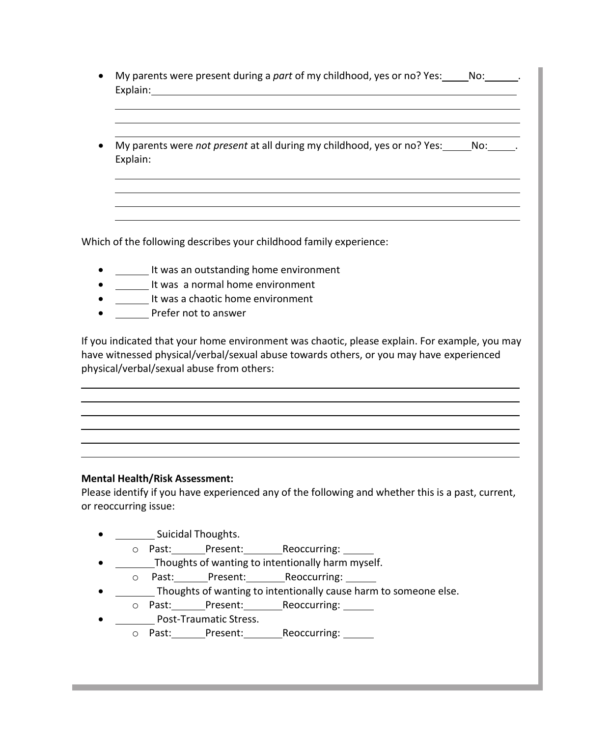- My parents were present during a *part* of my childhood, yes or no? Yes:_____No:______.
  Explain:_______________________________________________________________
  _______________________________________________________________
  _______________________________________________________________
  _______________________________________________________________

- My parents were *not present* at all during my childhood, yes or no? Yes:_____No:_____.
  Explain:
  _______________________________________________________________
  _______________________________________________________________
  _______________________________________________________________
  _______________________________________________________________

Which of the following describes your childhood family experience:

- ______ It was an outstanding home environment
- ______ It was a normal home environment
- ______ It was a chaotic home environment
- ______ Prefer not to answer

If you indicated that your home environment was chaotic, please explain. For example, you may have witnessed physical/verbal/sexual abuse towards others, or you may have experienced physical/verbal/sexual abuse from others:

_______________________________________________________________________
_______________________________________________________________________
_______________________________________________________________________
_______________________________________________________________________
_______________________________________________________________________
_______________________________________________________________________

**Mental Health/Risk Assessment:**
Please identify if you have experienced any of the following and whether this is a past, current, or reoccurring issue:

- _______ Suicidal Thoughts.
  - Past:______Present:_______Reoccurring: _____
- _______Thoughts of wanting to intentionally harm myself.
  - Past:______Present:_______Reoccurring: _____
- _______ Thoughts of wanting to intentionally cause harm to someone else.
  - Past:______Present:_______Reoccurring: _____
- _______ Post-Traumatic Stress.
  - Past:______Present:_______Reoccurring: _____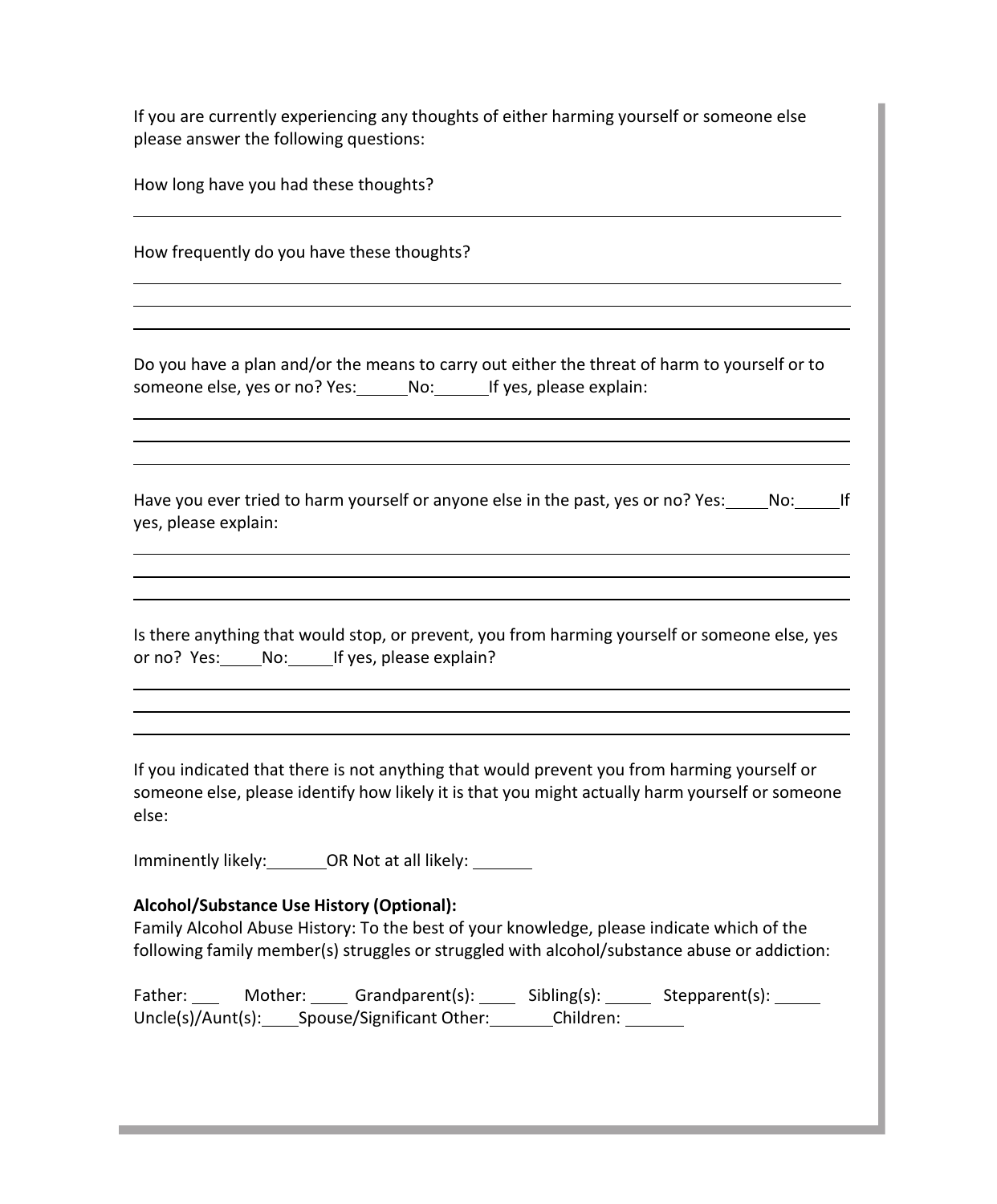If you are currently experiencing any thoughts of either harming yourself or someone else please answer the following questions:

How long have you had these thoughts?

_______________________________________________________________________________

How frequently do you have these thoughts?

_______________________________________________________________________________
_______________________________________________________________________________
_______________________________________________________________________________

Do you have a plan and/or the means to carry out either the threat of harm to yourself or to someone else, yes or no? Yes:______No:______If yes, please explain:

_______________________________________________________________________________
_______________________________________________________________________________
_______________________________________________________________________________

Have you ever tried to harm yourself or anyone else in the past, yes or no? Yes:_____No:_____If yes, please explain:

_______________________________________________________________________________
_______________________________________________________________________________
_______________________________________________________________________________

Is there anything that would stop, or prevent, you from harming yourself or someone else, yes or no? Yes:_____No:_____If yes, please explain?

_______________________________________________________________________________
_______________________________________________________________________________
_______________________________________________________________________________

If you indicated that there is not anything that would prevent you from harming yourself or someone else, please identify how likely it is that you might actually harm yourself or someone else:

Imminently likely:_______OR Not at all likely: _______

**Alcohol/Substance Use History (Optional):**

Family Alcohol Abuse History: To the best of your knowledge, please indicate which of the following family member(s) struggles or struggled with alcohol/substance abuse or addiction:

Father: ___ Mother: ____ Grandparent(s): ____ Sibling(s): _____ Stepparent(s): _____
Uncle(s)/Aunt(s):____Spouse/Significant Other:_______Children: _______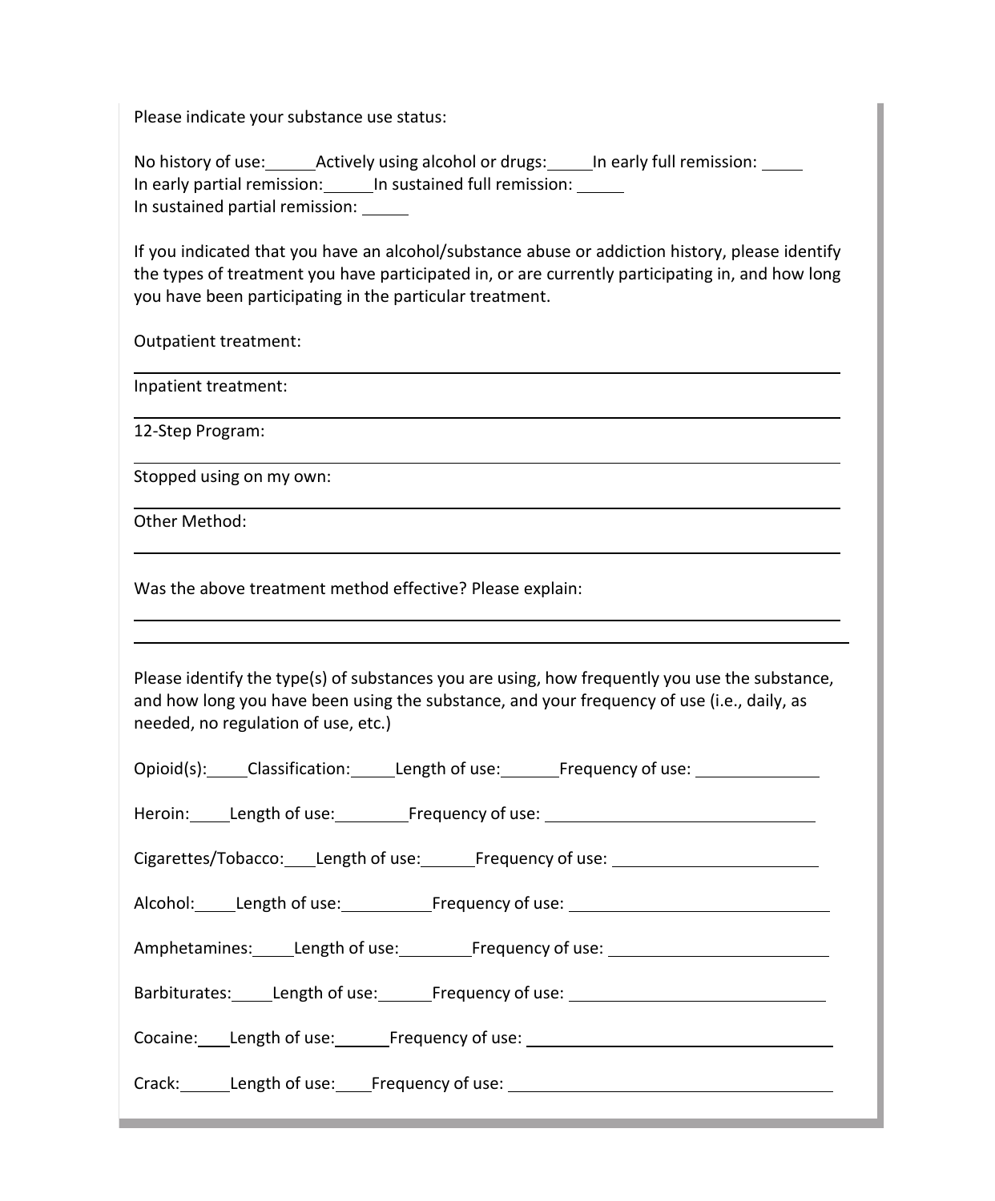Please indicate your substance use status:

No history of use:_____ Actively using alcohol or drugs:_____ In early full remission: _____
In early partial remission:_____ In sustained full remission: _____
In sustained partial remission: _____

If you indicated that you have an alcohol/substance abuse or addiction history, please identify the types of treatment you have participated in, or are currently participating in, and how long you have been participating in the particular treatment.

Outpatient treatment:

______________________________________________________________________

Inpatient treatment:

______________________________________________________________________

12-Step Program:

______________________________________________________________________

Stopped using on my own:

______________________________________________________________________

Other Method:

______________________________________________________________________

Was the above treatment method effective? Please explain:

______________________________________________________________________

______________________________________________________________________

Please identify the type(s) of substances you are using, how frequently you use the substance, and how long you have been using the substance, and your frequency of use (i.e., daily, as needed, no regulation of use, etc.)

Opioid(s):_____ Classification:_____ Length of use:______ Frequency of use: ______________

Heroin:_____ Length of use:________ Frequency of use: ______________________________

Cigarettes/Tobacco:____ Length of use:______ Frequency of use: ______________________

Alcohol:_____ Length of use:__________ Frequency of use: ____________________________

Amphetamines:_____ Length of use:________ Frequency of use: _______________________

Barbiturates:_____ Length of use:______ Frequency of use: ____________________________

Cocaine:____ Length of use:______ Frequency of use: ________________________________

Crack:______ Length of use:____ Frequency of use: ___________________________________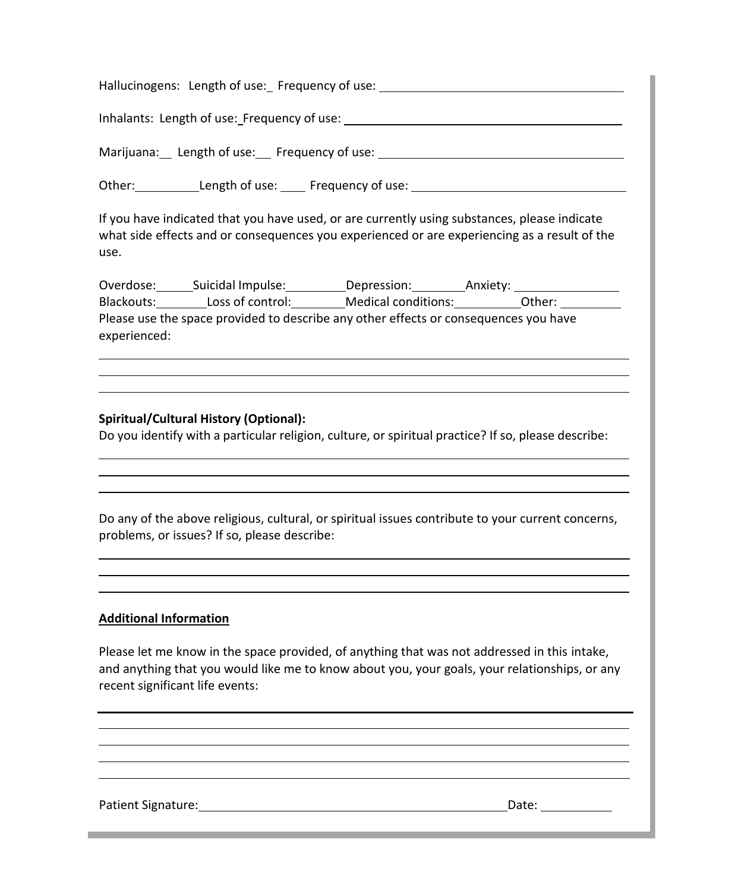Hallucinogens: Length of use:_ Frequency of use: ____________________

Inhalants: Length of use:_Frequency of use: ____________________

Marijuana:__ Length of use:__ Frequency of use: ____________________

Other:__________Length of use: ____ Frequency of use: ____________________

If you have indicated that you have used, or are currently using substances, please indicate what side effects and or consequences you experienced or are experiencing as a result of the use.

Overdose:______Suicidal Impulse:_________Depression:________Anxiety: ________________
Blackouts:________Loss of control:________Medical conditions:__________Other: _________
Please use the space provided to describe any other effects or consequences you have experienced:

______________________________________________________________________

______________________________________________________________________

______________________________________________________________________

**Spiritual/Cultural History (Optional):**
Do you identify with a particular religion, culture, or spiritual practice? If so, please describe:

______________________________________________________________________

______________________________________________________________________

______________________________________________________________________

Do any of the above religious, cultural, or spiritual issues contribute to your current concerns, problems, or issues? If so, please describe:

______________________________________________________________________

______________________________________________________________________

______________________________________________________________________

**<u>Additional Information</u>**

Please let me know in the space provided, of anything that was not addressed in this intake, and anything that you would like me to know about you, your goals, your relationships, or any recent significant life events:

______________________________________________________________________

______________________________________________________________________

______________________________________________________________________

______________________________________________________________________

______________________________________________________________________

Patient Signature:__________________________________________Date: ___________